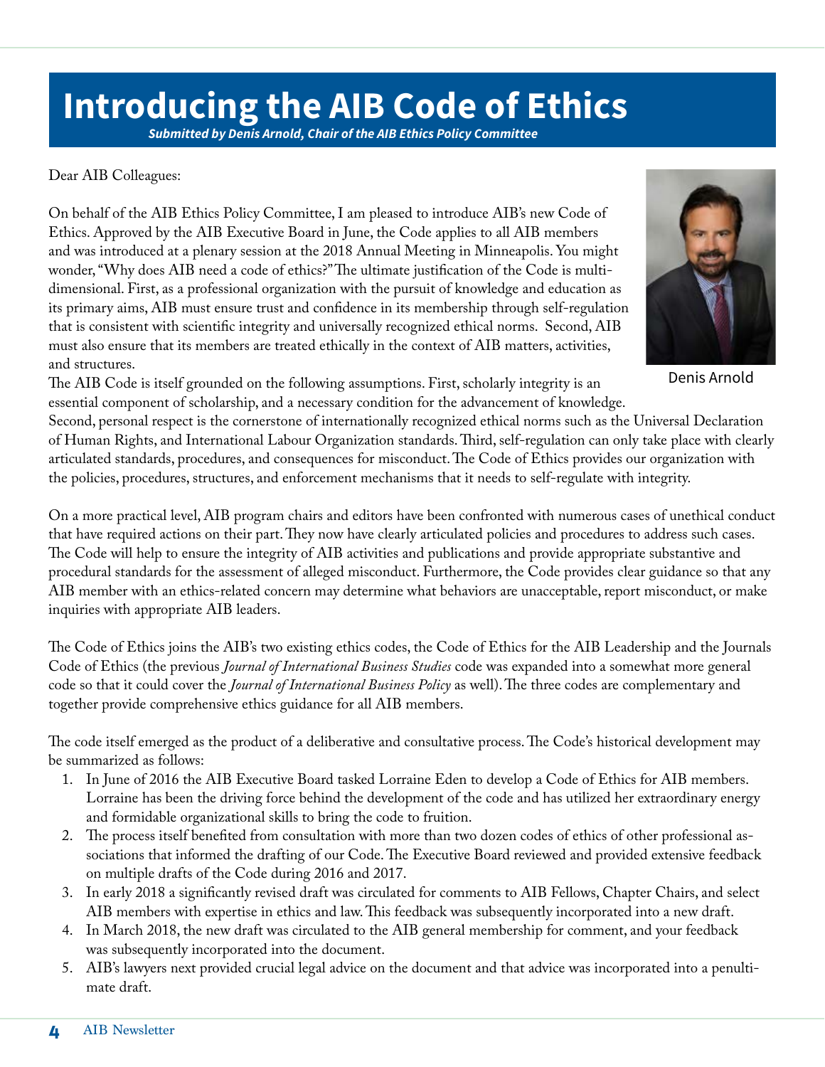# Introducing the AIB Code of Ethics

***Submitted by Denis Arnold, Chair of the AIB Ethics Policy Committee***

Dear AIB Colleagues:

On behalf of the AIB Ethics Policy Committee, I am pleased to introduce AIB's new Code of Ethics. Approved by the AIB Executive Board in June, the Code applies to all AIB members and was introduced at a plenary session at the 2018 Annual Meeting in Minneapolis. You might wonder, "Why does AIB need a code of ethics?" The ultimate justification of the Code is multi-dimensional. First, as a professional organization with the pursuit of knowledge and education as its primary aims, AIB must ensure trust and confidence in its membership through self-regulation that is consistent with scientific integrity and universally recognized ethical norms. Second, AIB must also ensure that its members are treated ethically in the context of AIB matters, activities, and structures.

Denis Arnold

The AIB Code is itself grounded on the following assumptions. First, scholarly integrity is an essential component of scholarship, and a necessary condition for the advancement of knowledge. Second, personal respect is the cornerstone of internationally recognized ethical norms such as the Universal Declaration of Human Rights, and International Labour Organization standards. Third, self-regulation can only take place with clearly articulated standards, procedures, and consequences for misconduct. The Code of Ethics provides our organization with the policies, procedures, structures, and enforcement mechanisms that it needs to self-regulate with integrity.

On a more practical level, AIB program chairs and editors have been confronted with numerous cases of unethical conduct that have required actions on their part. They now have clearly articulated policies and procedures to address such cases. The Code will help to ensure the integrity of AIB activities and publications and provide appropriate substantive and procedural standards for the assessment of alleged misconduct. Furthermore, the Code provides clear guidance so that any AIB member with an ethics-related concern may determine what behaviors are unacceptable, report misconduct, or make inquiries with appropriate AIB leaders.

The Code of Ethics joins the AIB's two existing ethics codes, the Code of Ethics for the AIB Leadership and the Journals Code of Ethics (the previous *Journal of International Business Studies* code was expanded into a somewhat more general code so that it could cover the *Journal of International Business Policy* as well). The three codes are complementary and together provide comprehensive ethics guidance for all AIB members.

The code itself emerged as the product of a deliberative and consultative process. The Code's historical development may be summarized as follows:

1. In June of 2016 the AIB Executive Board tasked Lorraine Eden to develop a Code of Ethics for AIB members. Lorraine has been the driving force behind the development of the code and has utilized her extraordinary energy and formidable organizational skills to bring the code to fruition.
2. The process itself benefited from consultation with more than two dozen codes of ethics of other professional associations that informed the drafting of our Code. The Executive Board reviewed and provided extensive feedback on multiple drafts of the Code during 2016 and 2017.
3. In early 2018 a significantly revised draft was circulated for comments to AIB Fellows, Chapter Chairs, and select AIB members with expertise in ethics and law. This feedback was subsequently incorporated into a new draft.
4. In March 2018, the new draft was circulated to the AIB general membership for comment, and your feedback was subsequently incorporated into the document.
5. AIB's lawyers next provided crucial legal advice on the document and that advice was incorporated into a penultimate draft.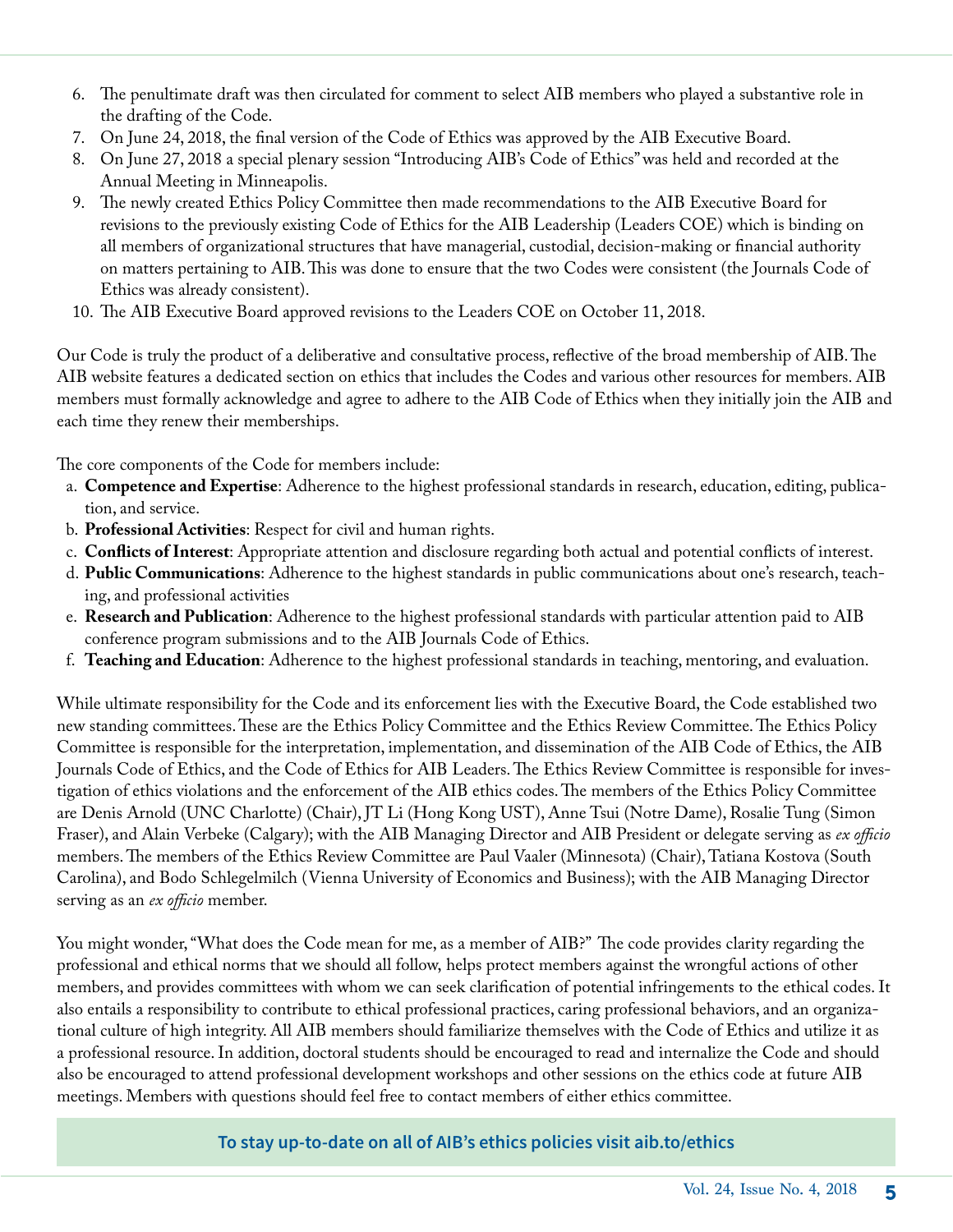6. The penultimate draft was then circulated for comment to select AIB members who played a substantive role in the drafting of the Code.
7. On June 24, 2018, the final version of the Code of Ethics was approved by the AIB Executive Board.
8. On June 27, 2018 a special plenary session "Introducing AIB's Code of Ethics" was held and recorded at the Annual Meeting in Minneapolis.
9. The newly created Ethics Policy Committee then made recommendations to the AIB Executive Board for revisions to the previously existing Code of Ethics for the AIB Leadership (Leaders COE) which is binding on all members of organizational structures that have managerial, custodial, decision-making or financial authority on matters pertaining to AIB. This was done to ensure that the two Codes were consistent (the Journals Code of Ethics was already consistent).
10. The AIB Executive Board approved revisions to the Leaders COE on October 11, 2018.

Our Code is truly the product of a deliberative and consultative process, reflective of the broad membership of AIB. The AIB website features a dedicated section on ethics that includes the Codes and various other resources for members. AIB members must formally acknowledge and agree to adhere to the AIB Code of Ethics when they initially join the AIB and each time they renew their memberships.

The core components of the Code for members include:

a. **Competence and Expertise**: Adherence to the highest professional standards in research, education, editing, publication, and service.
b. **Professional Activities**: Respect for civil and human rights.
c. **Conflicts of Interest**: Appropriate attention and disclosure regarding both actual and potential conflicts of interest.
d. **Public Communications**: Adherence to the highest standards in public communications about one's research, teaching, and professional activities
e. **Research and Publication**: Adherence to the highest professional standards with particular attention paid to AIB conference program submissions and to the AIB Journals Code of Ethics.
f. **Teaching and Education**: Adherence to the highest professional standards in teaching, mentoring, and evaluation.

While ultimate responsibility for the Code and its enforcement lies with the Executive Board, the Code established two new standing committees. These are the Ethics Policy Committee and the Ethics Review Committee. The Ethics Policy Committee is responsible for the interpretation, implementation, and dissemination of the AIB Code of Ethics, the AIB Journals Code of Ethics, and the Code of Ethics for AIB Leaders. The Ethics Review Committee is responsible for investigation of ethics violations and the enforcement of the AIB ethics codes. The members of the Ethics Policy Committee are Denis Arnold (UNC Charlotte) (Chair), JT Li (Hong Kong UST), Anne Tsui (Notre Dame), Rosalie Tung (Simon Fraser), and Alain Verbeke (Calgary); with the AIB Managing Director and AIB President or delegate serving as *ex officio* members. The members of the Ethics Review Committee are Paul Vaaler (Minnesota) (Chair), Tatiana Kostova (South Carolina), and Bodo Schlegelmilch (Vienna University of Economics and Business); with the AIB Managing Director serving as an *ex officio* member.

You might wonder, "What does the Code mean for me, as a member of AIB?" The code provides clarity regarding the professional and ethical norms that we should all follow, helps protect members against the wrongful actions of other members, and provides committees with whom we can seek clarification of potential infringements to the ethical codes. It also entails a responsibility to contribute to ethical professional practices, caring professional behaviors, and an organizational culture of high integrity. All AIB members should familiarize themselves with the Code of Ethics and utilize it as a professional resource. In addition, doctoral students should be encouraged to read and internalize the Code and should also be encouraged to attend professional development workshops and other sessions on the ethics code at future AIB meetings. Members with questions should feel free to contact members of either ethics committee.

**To stay up-to-date on all of AIB's ethics policies visit aib.to/ethics**